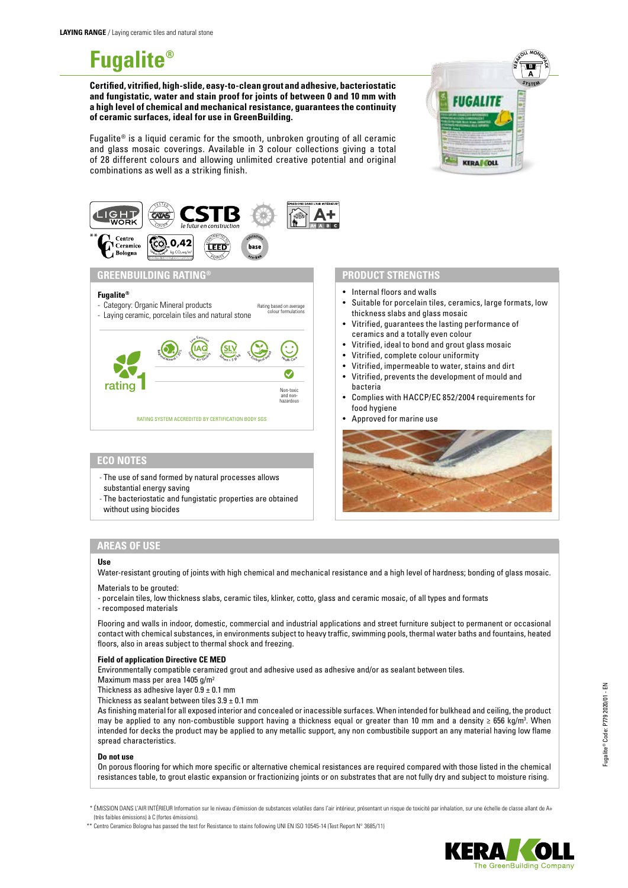**LAYING RANGE** / Laying ceramic tiles and natural stone

# Fugalite®

**Certified, vitrified, high-slide, easy-to-clean grout and adhesive, bacteriostatic and fungistatic, water and stain proof for joints of between 0 and 10 mm with a high level of chemical and mechanical resistance, guarantees the continuity of ceramic surfaces, ideal for use in GreenBuilding.**

Fugalite® is a liquid ceramic for the smooth, unbroken grouting of all ceramic and glass mosaic coverings. Available in 3 colour collections giving a total of 28 different colours and allowing unlimited creative potential and original combinations as well as a striking finish.

## GREENBUILDING RATING®

**Fugalite®**

- Category: Organic Mineral products
- Laying ceramic, porcelain tiles and natural stone

Rating based on average colour formulations

rating 1

Non-toxic and non-hazardous

RATING SYSTEM ACCREDITED BY CERTIFICATION BODY SGS

## ECO NOTES

- The use of sand formed by natural processes allows substantial energy saving
- The bacteriostatic and fungistatic properties are obtained without using biocides

## PRODUCT STRENGTHS

- Internal floors and walls
- Suitable for porcelain tiles, ceramics, large formats, low thickness slabs and glass mosaic
- Vitrified, guarantees the lasting performance of ceramics and a totally even colour
- Vitrified, ideal to bond and grout glass mosaic
- Vitrified, complete colour uniformity
- Vitrified, impermeable to water, stains and dirt
- Vitrified, prevents the development of mould and bacteria
- Complies with HACCP/EC 852/2004 requirements for food hygiene
- Approved for marine use

## AREAS OF USE

**Use**

Water-resistant grouting of joints with high chemical and mechanical resistance and a high level of hardness; bonding of glass mosaic.

Materials to be grouted:
- porcelain tiles, low thickness slabs, ceramic tiles, klinker, cotto, glass and ceramic mosaic, of all types and formats
- recomposed materials

Flooring and walls in indoor, domestic, commercial and industrial applications and street furniture subject to permanent or occasional contact with chemical substances, in environments subject to heavy traffic, swimming pools, thermal water baths and fountains, heated floors, also in areas subject to thermal shock and freezing.

**Field of application Directive CE MED**

Environmentally compatible ceramized grout and adhesive used as adhesive and/or as sealant between tiles.
Maximum mass per area 1405 g/m²
Thickness as adhesive layer 0.9 ± 0.1 mm
Thickness as sealant between tiles 3.9 ± 0.1 mm
As finishing material for all exposed interior and concealed or inaccessible surfaces. When intended for bulkhead and ceiling, the product may be applied to any non-combustible support having a thickness equal or greater than 10 mm and a density ≥ 656 kg/m³. When intended for decks the product may be applied to any metallic support, any non combustibile support an any material having low flame spread characteristics.

**Do not use**

On porous flooring for which more specific or alternative chemical resistances are required compared with those listed in the chemical resistances table, to grout elastic expansion or fractionizing joints or on substrates that are not fully dry and subject to moisture rising.

\* ÉMISSION DANS L'AIR INTÉRIEUR Information sur le niveau d'émission de substances volatiles dans l'air intérieur, présentant un risque de toxicité par inhalation, sur une échelle de classe allant de A+ (très faibles émissions) à C (fortes émissions).

\*\* Centro Ceramico Bologna has passed the test for Resistance to stains following UNI EN ISO 10545-14 (Test Report N° 3685/11)

Fugalite® Code: P779 2020/01 - EN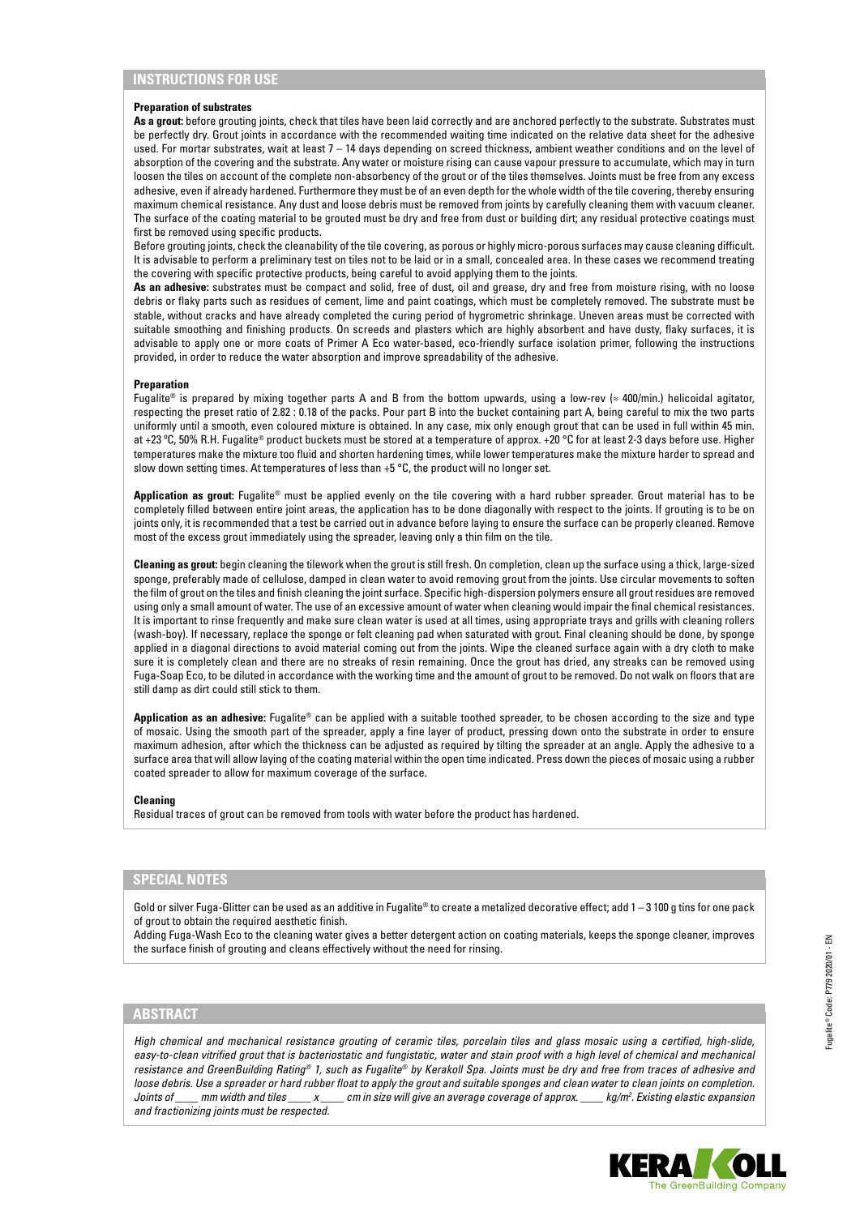## INSTRUCTIONS FOR USE

### Preparation of substrates

**As a grout:** before grouting joints, check that tiles have been laid correctly and are anchored perfectly to the substrate. Substrates must be perfectly dry. Grout joints in accordance with the recommended waiting time indicated on the relative data sheet for the adhesive used. For mortar substrates, wait at least 7 – 14 days depending on screed thickness, ambient weather conditions and on the level of absorption of the covering and the substrate. Any water or moisture rising can cause vapour pressure to accumulate, which may in turn loosen the tiles on account of the complete non-absorbency of the grout or of the tiles themselves. Joints must be free from any excess adhesive, even if already hardened. Furthermore they must be of an even depth for the whole width of the tile covering, thereby ensuring maximum chemical resistance. Any dust and loose debris must be removed from joints by carefully cleaning them with vacuum cleaner. The surface of the coating material to be grouted must be dry and free from dust or building dirt; any residual protective coatings must first be removed using specific products.

Before grouting joints, check the cleanability of the tile covering, as porous or highly micro-porous surfaces may cause cleaning difficult. It is advisable to perform a preliminary test on tiles not to be laid or in a small, concealed area. In these cases we recommend treating the covering with specific protective products, being careful to avoid applying them to the joints.

**As an adhesive:** substrates must be compact and solid, free of dust, oil and grease, dry and free from moisture rising, with no loose debris or flaky parts such as residues of cement, lime and paint coatings, which must be completely removed. The substrate must be stable, without cracks and have already completed the curing period of hygrometric shrinkage. Uneven areas must be corrected with suitable smoothing and finishing products. On screeds and plasters which are highly absorbent and have dusty, flaky surfaces, it is advisable to apply one or more coats of Primer A Eco water-based, eco-friendly surface isolation primer, following the instructions provided, in order to reduce the water absorption and improve spreadability of the adhesive.

### Preparation

Fugalite® is prepared by mixing together parts A and B from the bottom upwards, using a low-rev (≈ 400/min.) helicoidal agitator, respecting the preset ratio of 2.82 : 0.18 of the packs. Pour part B into the bucket containing part A, being careful to mix the two parts uniformly until a smooth, even coloured mixture is obtained. In any case, mix only enough grout that can be used in full within 45 min. at +23 °C, 50% R.H. Fugalite® product buckets must be stored at a temperature of approx. +20 °C for at least 2-3 days before use. Higher temperatures make the mixture too fluid and shorten hardening times, while lower temperatures make the mixture harder to spread and slow down setting times. At temperatures of less than +5 °C, the product will no longer set.

**Application as grout:** Fugalite® must be applied evenly on the tile covering with a hard rubber spreader. Grout material has to be completely filled between entire joint areas, the application has to be done diagonally with respect to the joints. If grouting is to be on joints only, it is recommended that a test be carried out in advance before laying to ensure the surface can be properly cleaned. Remove most of the excess grout immediately using the spreader, leaving only a thin film on the tile.

**Cleaning as grout:** begin cleaning the tilework when the grout is still fresh. On completion, clean up the surface using a thick, large-sized sponge, preferably made of cellulose, damped in clean water to avoid removing grout from the joints. Use circular movements to soften the film of grout on the tiles and finish cleaning the joint surface. Specific high-dispersion polymers ensure all grout residues are removed using only a small amount of water. The use of an excessive amount of water when cleaning would impair the final chemical resistances. It is important to rinse frequently and make sure clean water is used at all times, using appropriate trays and grills with cleaning rollers (wash-boy). If necessary, replace the sponge or felt cleaning pad when saturated with grout. Final cleaning should be done, by sponge applied in a diagonal directions to avoid material coming out from the joints. Wipe the cleaned surface again with a dry cloth to make sure it is completely clean and there are no streaks of resin remaining. Once the grout has dried, any streaks can be removed using Fuga-Soap Eco, to be diluted in accordance with the working time and the amount of grout to be removed. Do not walk on floors that are still damp as dirt could still stick to them.

**Application as an adhesive:** Fugalite® can be applied with a suitable toothed spreader, to be chosen according to the size and type of mosaic. Using the smooth part of the spreader, apply a fine layer of product, pressing down onto the substrate in order to ensure maximum adhesion, after which the thickness can be adjusted as required by tilting the spreader at an angle. Apply the adhesive to a surface area that will allow laying of the coating material within the open time indicated. Press down the pieces of mosaic using a rubber coated spreader to allow for maximum coverage of the surface.

### Cleaning

Residual traces of grout can be removed from tools with water before the product has hardened.

## SPECIAL NOTES

Gold or silver Fuga-Glitter can be used as an additive in Fugalite® to create a metalized decorative effect; add 1 – 3 100 g tins for one pack of grout to obtain the required aesthetic finish.

Adding Fuga-Wash Eco to the cleaning water gives a better detergent action on coating materials, keeps the sponge cleaner, improves the surface finish of grouting and cleans effectively without the need for rinsing.

## ABSTRACT

*High chemical and mechanical resistance grouting of ceramic tiles, porcelain tiles and glass mosaic using a certified, high-slide, easy-to-clean vitrified grout that is bacteriostatic and fungistatic, water and stain proof with a high level of chemical and mechanical resistance and GreenBuilding Rating® 1, such as Fugalite® by Kerakoll Spa. Joints must be dry and free from traces of adhesive and loose debris. Use a spreader or hard rubber float to apply the grout and suitable sponges and clean water to clean joints on completion. Joints of ____ mm width and tiles ____ x ____ cm in size will give an average coverage of approx. ____ kg/m². Existing elastic expansion and fractionizing joints must be respected.*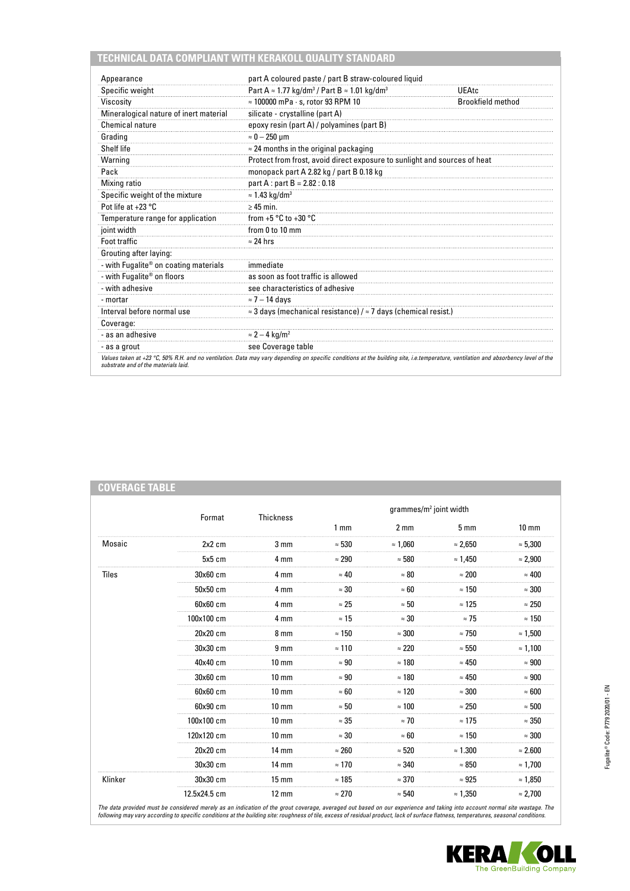## TECHNICAL DATA COMPLIANT WITH KERAKOLL QUALITY STANDARD

| | | |
|---|---|---|
| Appearance | part A coloured paste / part B straw-coloured liquid | |
| Specific weight | Part A ≈ 1.77 kg/dm³ / Part B ≈ 1.01 kg/dm³ | UEAtc |
| Viscosity | ≈ 100000 mPa · s, rotor 93 RPM 10 | Brookfield method |
| Mineralogical nature of inert material | silicate - crystalline (part A) | |
| Chemical nature | epoxy resin (part A) / polyamines (part B) | |
| Grading | ≈ 0 – 250 μm | |
| Shelf life | ≈ 24 months in the original packaging | |
| Warning | Protect from frost, avoid direct exposure to sunlight and sources of heat | |
| Pack | monopack part A 2.82 kg / part B 0.18 kg | |
| Mixing ratio | part A : part B = 2.82 : 0.18 | |
| Specific weight of the mixture | ≈ 1.43 kg/dm³ | |
| Pot life at +23 °C | ≥ 45 min. | |
| Temperature range for application | from +5 °C to +30 °C | |
| joint width | from 0 to 10 mm | |
| Foot traffic | ≈ 24 hrs | |
| Grouting after laying: | | |
| - with Fugalite® on coating materials | immediate | |
| - with Fugalite® on floors | as soon as foot traffic is allowed | |
| - with adhesive | see characteristics of adhesive | |
| - mortar | ≈ 7 – 14 days | |
| Interval before normal use | ≈ 3 days (mechanical resistance) / ≈ 7 days (chemical resist.) | |
| Coverage: | | |
| - as an adhesive | ≈ 2 – 4 kg/m² | |
| - as a grout | see Coverage table | |

*Values taken at +23 °C, 50% R.H. and no ventilation. Data may vary depending on specific conditions at the building site, i.e.temperature, ventilation and absorbency level of the substrate and of the materials laid.*

## COVERAGE TABLE

| | Format | Thickness | grammes/m² joint width | | | |
|---|---|---|---|---|---|---|
| | | | 1 mm | 2 mm | 5 mm | 10 mm |
| Mosaic | 2x2 cm | 3 mm | ≈ 530 | ≈ 1,060 | ≈ 2,650 | ≈ 5,300 |
| | 5x5 cm | 4 mm | ≈ 290 | ≈ 580 | ≈ 1,450 | ≈ 2,900 |
| Tiles | 30x60 cm | 4 mm | ≈ 40 | ≈ 80 | ≈ 200 | ≈ 400 |
| | 50x50 cm | 4 mm | ≈ 30 | ≈ 60 | ≈ 150 | ≈ 300 |
| | 60x60 cm | 4 mm | ≈ 25 | ≈ 50 | ≈ 125 | ≈ 250 |
| | 100x100 cm | 4 mm | ≈ 15 | ≈ 30 | ≈ 75 | ≈ 150 |
| | 20x20 cm | 8 mm | ≈ 150 | ≈ 300 | ≈ 750 | ≈ 1,500 |
| | 30x30 cm | 9 mm | ≈ 110 | ≈ 220 | ≈ 550 | ≈ 1,100 |
| | 40x40 cm | 10 mm | ≈ 90 | ≈ 180 | ≈ 450 | ≈ 900 |
| | 30x60 cm | 10 mm | ≈ 90 | ≈ 180 | ≈ 450 | ≈ 900 |
| | 60x60 cm | 10 mm | ≈ 60 | ≈ 120 | ≈ 300 | ≈ 600 |
| | 60x90 cm | 10 mm | ≈ 50 | ≈ 100 | ≈ 250 | ≈ 500 |
| | 100x100 cm | 10 mm | ≈ 35 | ≈ 70 | ≈ 175 | ≈ 350 |
| | 120x120 cm | 10 mm | ≈ 30 | ≈ 60 | ≈ 150 | ≈ 300 |
| | 20x20 cm | 14 mm | ≈ 260 | ≈ 520 | ≈ 1.300 | ≈ 2.600 |
| | 30x30 cm | 14 mm | ≈ 170 | ≈ 340 | ≈ 850 | ≈ 1,700 |
| Klinker | 30x30 cm | 15 mm | ≈ 185 | ≈ 370 | ≈ 925 | ≈ 1,850 |
| | 12.5x24.5 cm | 12 mm | ≈ 270 | ≈ 540 | ≈ 1,350 | ≈ 2,700 |

*The data provided must be considered merely as an indication of the grout coverage, averaged out based on our experience and taking into account normal site wastage. The following may vary according to specific conditions at the building site: roughness of tile, excess of residual product, lack of surface flatness, temperatures, seasonal conditions.*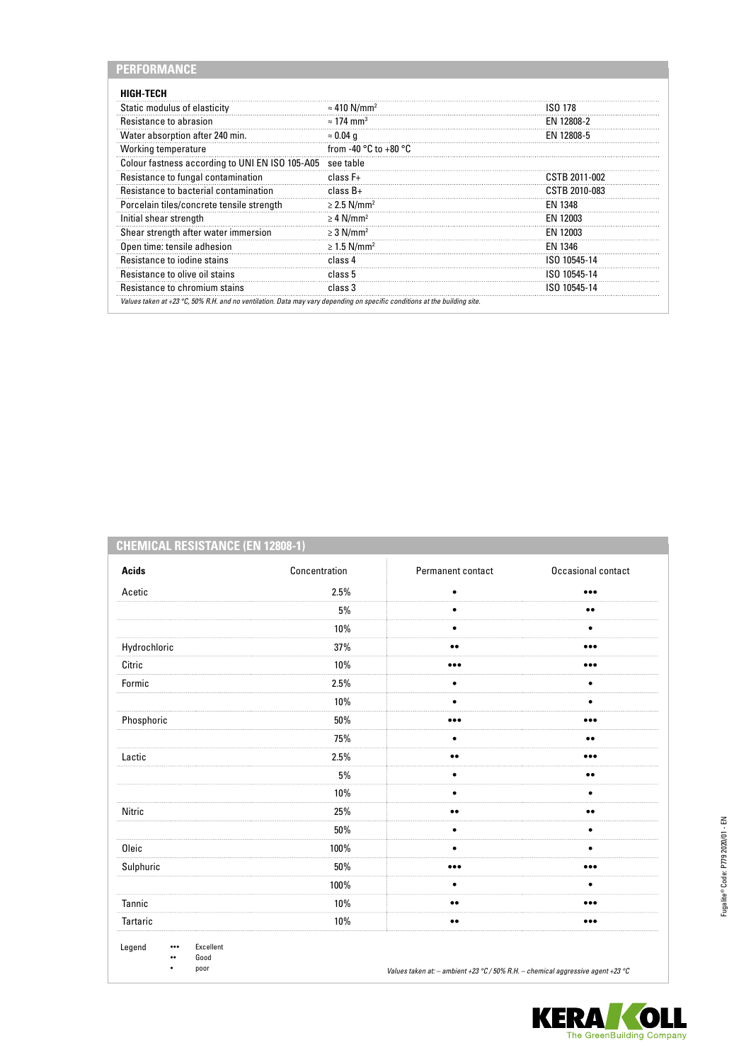## PERFORMANCE

| HIGH-TECH | | |
|---|---|---|
| Static modulus of elasticity | ≈ 410 N/mm² | ISO 178 |
| Resistance to abrasion | ≈ 174 mm³ | EN 12808-2 |
| Water absorption after 240 min. | ≈ 0.04 g | EN 12808-5 |
| Working temperature | from -40 °C to +80 °C | |
| Colour fastness according to UNI EN ISO 105-A05 | see table | |
| Resistance to fungal contamination | class F+ | CSTB 2011-002 |
| Resistance to bacterial contamination | class B+ | CSTB 2010-083 |
| Porcelain tiles/concrete tensile strength | ≥ 2.5 N/mm² | EN 1348 |
| Initial shear strength | ≥ 4 N/mm² | EN 12003 |
| Shear strength after water immersion | ≥ 3 N/mm² | EN 12003 |
| Open time: tensile adhesion | ≥ 1.5 N/mm² | EN 1346 |
| Resistance to iodine stains | class 4 | ISO 10545-14 |
| Resistance to olive oil stains | class 5 | ISO 10545-14 |
| Resistance to chromium stains | class 3 | ISO 10545-14 |

*Values taken at +23 °C, 50% R.H. and no ventilation. Data may vary depending on specific conditions at the building site.*

## CHEMICAL RESISTANCE (EN 12808-1)

| **Acids** | Concentration | Permanent contact | Occasional contact |
|---|---|---|---|
| Acetic | 2.5% | • | ••• |
| | 5% | • | •• |
| | 10% | • | • |
| Hydrochloric | 37% | •• | ••• |
| Citric | 10% | ••• | ••• |
| Formic | 2.5% | • | • |
| | 10% | • | • |
| Phosphoric | 50% | ••• | ••• |
| | 75% | • | •• |
| Lactic | 2.5% | •• | ••• |
| | 5% | • | •• |
| | 10% | • | • |
| Nitric | 25% | •• | •• |
| | 50% | • | • |
| Oleic | 100% | • | • |
| Sulphuric | 50% | ••• | ••• |
| | 100% | • | • |
| Tannic | 10% | •• | ••• |
| Tartaric | 10% | •• | ••• |

Legend
- ••• Excellent
- •• Good
- • poor

*Values taken at: – ambient +23 °C / 50% R.H. – chemical aggressive agent +23 °C*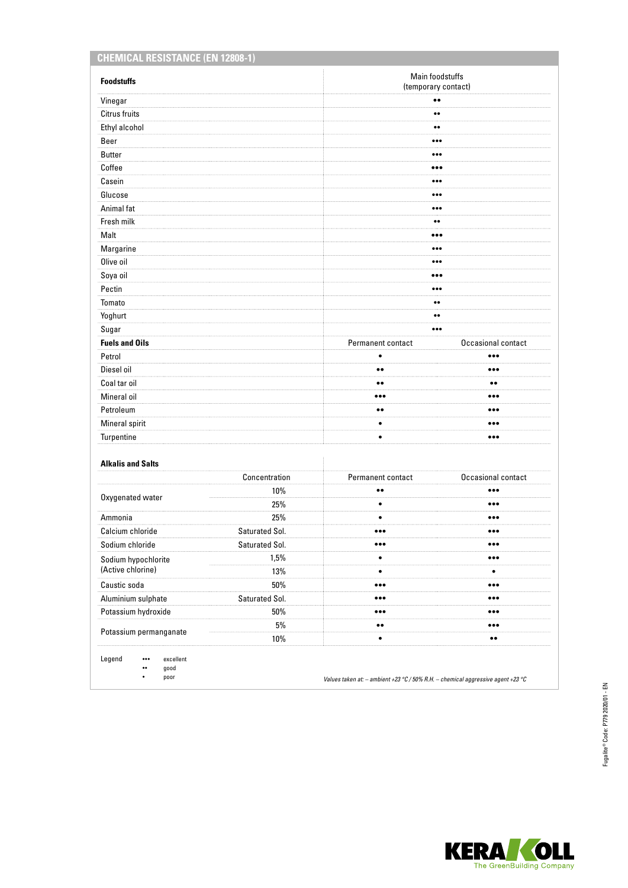## CHEMICAL RESISTANCE (EN 12808-1)

| Foodstuffs | Main foodstuffs (temporary contact) |
|---|---|
| Vinegar | •• |
| Citrus fruits | •• |
| Ethyl alcohol | •• |
| Beer | ••• |
| Butter | ••• |
| Coffee | ••• |
| Casein | ••• |
| Glucose | ••• |
| Animal fat | ••• |
| Fresh milk | •• |
| Malt | ••• |
| Margarine | ••• |
| Olive oil | ••• |
| Soya oil | ••• |
| Pectin | ••• |
| Tomato | •• |
| Yoghurt | •• |
| Sugar | ••• |

| Fuels and Oils | Permanent contact | Occasional contact |
|---|---|---|
| Petrol | • | ••• |
| Diesel oil | •• | ••• |
| Coal tar oil | •• | •• |
| Mineral oil | ••• | ••• |
| Petroleum | •• | ••• |
| Mineral spirit | • | ••• |
| Turpentine | • | ••• |

| Alkalis and Salts | Concentration | Permanent contact | Occasional contact |
|---|---|---|---|
| Oxygenated water | 10% | •• | ••• |
| | 25% | • | ••• |
| Ammonia | 25% | • | ••• |
| Calcium chloride | Saturated Sol. | ••• | ••• |
| Sodium chloride | Saturated Sol. | ••• | ••• |
| Sodium hypochlorite (Active chlorine) | 1,5% | • | ••• |
| | 13% | • | • |
| Caustic soda | 50% | ••• | ••• |
| Aluminium sulphate | Saturated Sol. | ••• | ••• |
| Potassium hydroxide | 50% | ••• | ••• |
| Potassium permanganate | 5% | •• | ••• |
| | 10% | • | •• |

Legend
- ••• excellent
- •• good
- • poor

*Values taken at: – ambient +23 °C / 50% R.H. – chemical aggressive agent +23 °C*

Fugalite® Code: P779 2020/01 - EN

KERAKOLL The GreenBuilding Company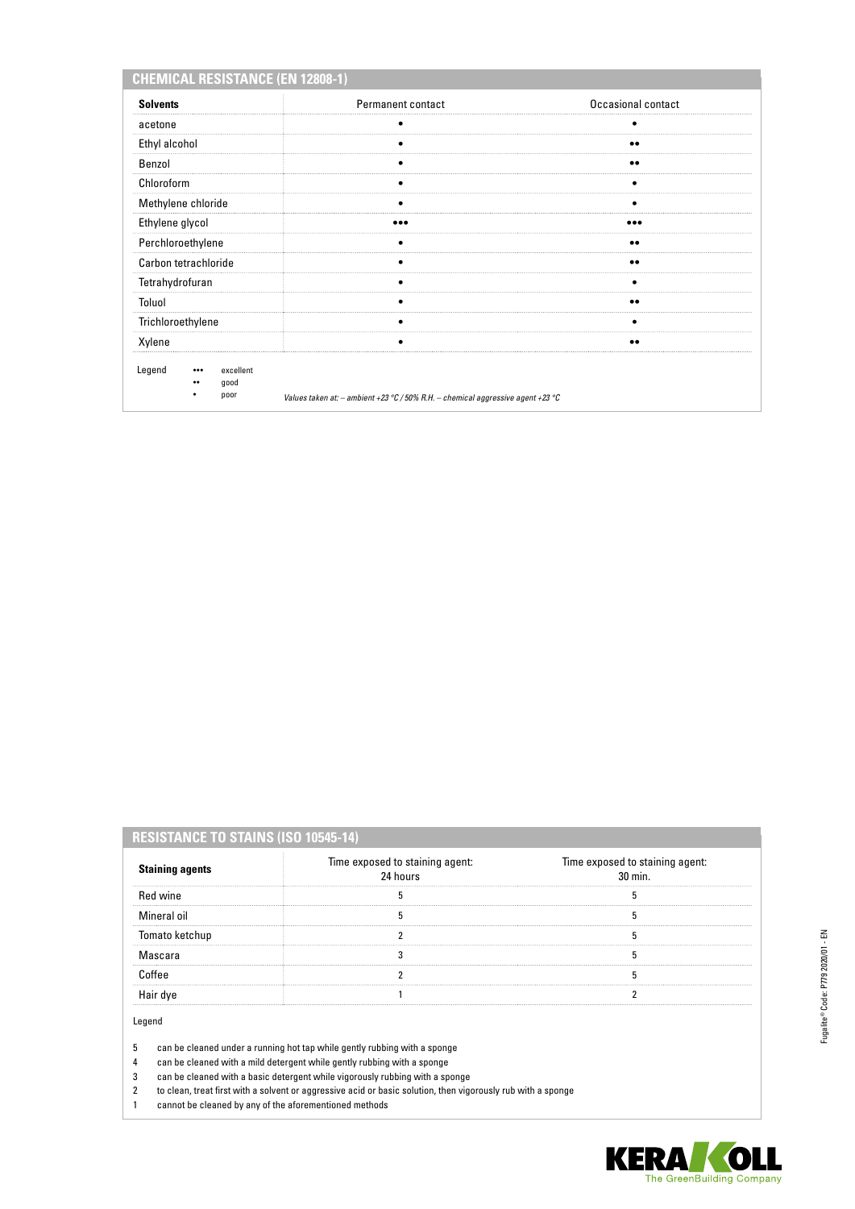## CHEMICAL RESISTANCE (EN 12808-1)

| Solvents | Permanent contact | Occasional contact |
|---|---|---|
| acetone | • | • |
| Ethyl alcohol | • | •• |
| Benzol | • | •• |
| Chloroform | • | • |
| Methylene chloride | • | • |
| Ethylene glycol | ••• | ••• |
| Perchloroethylene | • | •• |
| Carbon tetrachloride | • | •• |
| Tetrahydrofuran | • | • |
| Toluol | • | •• |
| Trichloroethylene | • | • |
| Xylene | • | •• |

Legend

- ••• excellent
- •• good
- • poor

*Values taken at: – ambient +23 °C / 50% R.H. – chemical aggressive agent +23 °C*

## RESISTANCE TO STAINS (ISO 10545-14)

| Staining agents | Time exposed to staining agent: 24 hours | Time exposed to staining agent: 30 min. |
|---|---|---|
| Red wine | 5 | 5 |
| Mineral oil | 5 | 5 |
| Tomato ketchup | 2 | 5 |
| Mascara | 3 | 5 |
| Coffee | 2 | 5 |
| Hair dye | 1 | 2 |

Legend

5 can be cleaned under a running hot tap while gently rubbing with a sponge
4 can be cleaned with a mild detergent while gently rubbing with a sponge
3 can be cleaned with a basic detergent while vigorously rubbing with a sponge
2 to clean, treat first with a solvent or aggressive acid or basic solution, then vigorously rub with a sponge
1 cannot be cleaned by any of the aforementioned methods

Fugalite® Code: P779 2020/01 - EN

KERAKOLL The GreenBuilding Company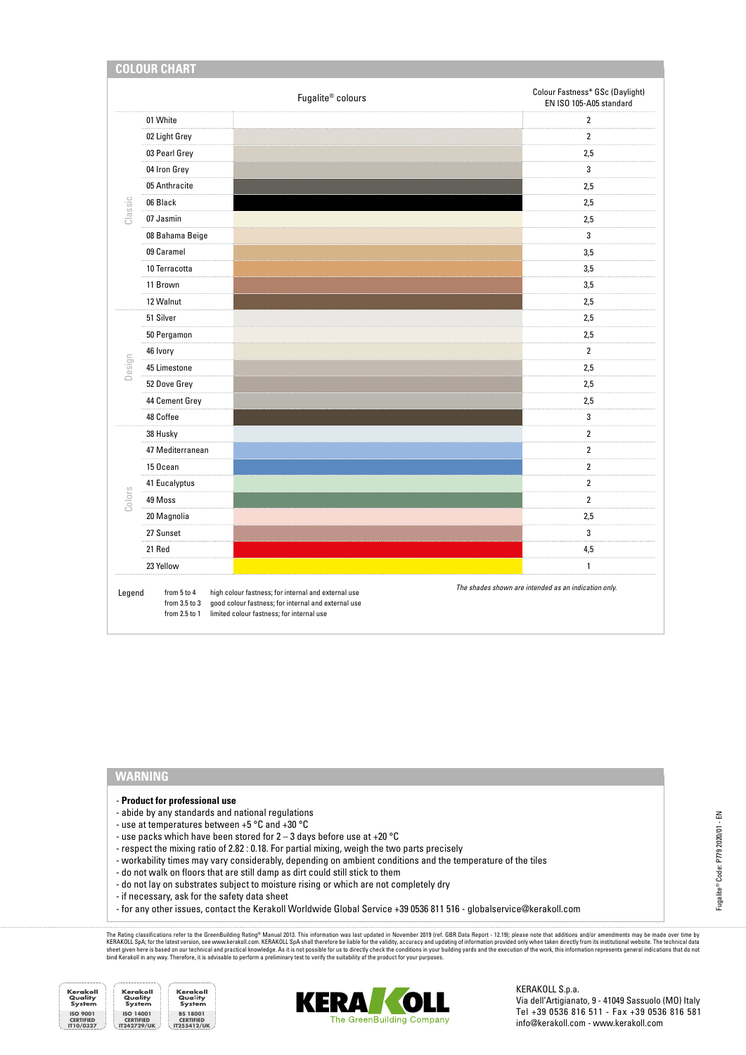## COLOUR CHART

| | Fugalite® colours | | Colour Fastness* GSc (Daylight) EN ISO 105-A05 standard |
|---|---|---|---|
| Classic | 01 White | | 2 |
| | 02 Light Grey | | 2 |
| | 03 Pearl Grey | | 2,5 |
| | 04 Iron Grey | | 3 |
| | 05 Anthracite | | 2,5 |
| | 06 Black | | 2,5 |
| | 07 Jasmin | | 2,5 |
| | 08 Bahama Beige | | 3 |
| | 09 Caramel | | 3,5 |
| | 10 Terracotta | | 3,5 |
| | 11 Brown | | 3,5 |
| | 12 Walnut | | 2,5 |
| Design | 51 Silver | | 2,5 |
| | 50 Pergamon | | 2,5 |
| | 46 Ivory | | 2 |
| | 45 Limestone | | 2,5 |
| | 52 Dove Grey | | 2,5 |
| | 44 Cement Grey | | 2,5 |
| | 48 Coffee | | 3 |
| Colors | 38 Husky | | 2 |
| | 47 Mediterranean | | 2 |
| | 15 Ocean | | 2 |
| | 41 Eucalyptus | | 2 |
| | 49 Moss | | 2 |
| | 20 Magnolia | | 2,5 |
| | 27 Sunset | | 3 |
| | 21 Red | | 4,5 |
| | 23 Yellow | | 1 |

Legend

| | |
|---|---|
| from 5 to 4 | high colour fastness; for internal and external use |
| from 3.5 to 3 | good colour fastness; for internal and external use |
| from 2.5 to 1 | limited colour fastness; for internal use |

*The shades shown are intended as an indication only.*

## WARNING

- **Product for professional use**
- abide by any standards and national regulations
- use at temperatures between +5 °C and +30 °C
- use packs which have been stored for 2 – 3 days before use at +20 °C
- respect the mixing ratio of 2.82 : 0.18. For partial mixing, weigh the two parts precisely
- workability times may vary considerably, depending on ambient conditions and the temperature of the tiles
- do not walk on floors that are still damp as dirt could still stick to them
- do not lay on substrates subject to moisture rising or which are not completely dry
- if necessary, ask for the safety data sheet
- for any other issues, contact the Kerakoll Worldwide Global Service +39 0536 811 516 - globalservice@kerakoll.com

The Rating classifications refer to the GreenBuilding Rating® Manual 2013. This information was last updated in November 2019 (ref. GBR Data Report - 12.19); please note that additions and/or amendments may be made over time by KERAKOLL SpA; for the latest version, see www.kerakoll.com. KERAKOLL SpA shall therefore be liable for the validity, accuracy and updating of information provided only when taken directly from its institutional website. The technical data sheet given here is based on our technical and practical knowledge. As it is not possible for us to directly check the conditions in your building yards and the execution of the work, this information represents general indications that do not bind Kerakoll in any way. Therefore, it is advisable to perform a preliminary test to verify the suitability of the product for your purposes.

Kerakoll Quality System ISO 9001 CERTIFIED IT10/0327
Kerakoll Quality System ISO 14001 CERTIFIED IT242729/UK
Kerakoll Quality System BS 18001 CERTIFIED IT255412/UK

KERAKOLL The GreenBuilding Company

KERAKOLL S.p.a.
Via dell'Artigianato, 9 - 41049 Sassuolo (MO) Italy
Tel +39 0536 816 511 - Fax +39 0536 816 581
info@kerakoll.com - www.kerakoll.com

Fugalite® Code: P779 2020/01 - EN